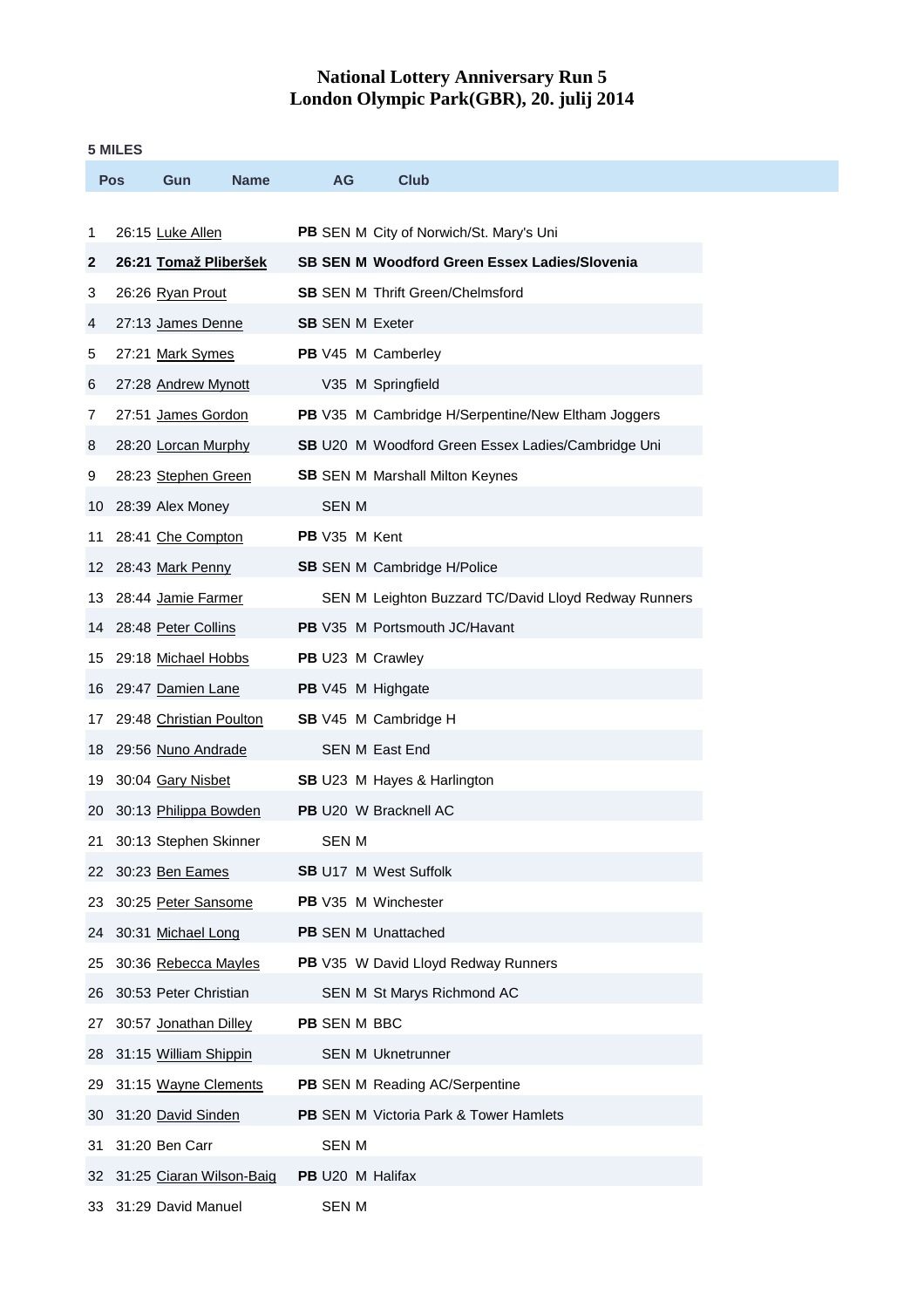# National Lottery Anniversary Run 5
# London Olympic Park(GBR), 20. julij 2014

**5 MILES**

| Pos | Gun | Name | | AG | | Club |
|---|---|---|---|---|---|---|
| 1 | 26:15 | Luke Allen | **PB** | SEN | M | City of Norwich/St. Mary's Uni |
| **2** | **26:21** | **Tomaž Pliberšek** | **SB** | **SEN** | **M** | **Woodford Green Essex Ladies/Slovenia** |
| 3 | 26:26 | Ryan Prout | **SB** | SEN | M | Thrift Green/Chelmsford |
| 4 | 27:13 | James Denne | **SB** | SEN | M | Exeter |
| 5 | 27:21 | Mark Symes | **PB** | V45 | M | Camberley |
| 6 | 27:28 | Andrew Mynott | | V35 | M | Springfield |
| 7 | 27:51 | James Gordon | **PB** | V35 | M | Cambridge H/Serpentine/New Eltham Joggers |
| 8 | 28:20 | Lorcan Murphy | **SB** | U20 | M | Woodford Green Essex Ladies/Cambridge Uni |
| 9 | 28:23 | Stephen Green | **SB** | SEN | M | Marshall Milton Keynes |
| 10 | 28:39 | Alex Money | | SEN | M | |
| 11 | 28:41 | Che Compton | **PB** | V35 | M | Kent |
| 12 | 28:43 | Mark Penny | **SB** | SEN | M | Cambridge H/Police |
| 13 | 28:44 | Jamie Farmer | | SEN | M | Leighton Buzzard TC/David Lloyd Redway Runners |
| 14 | 28:48 | Peter Collins | **PB** | V35 | M | Portsmouth JC/Havant |
| 15 | 29:18 | Michael Hobbs | **PB** | U23 | M | Crawley |
| 16 | 29:47 | Damien Lane | **PB** | V45 | M | Highgate |
| 17 | 29:48 | Christian Poulton | **SB** | V45 | M | Cambridge H |
| 18 | 29:56 | Nuno Andrade | | SEN | M | East End |
| 19 | 30:04 | Gary Nisbet | **SB** | U23 | M | Hayes & Harlington |
| 20 | 30:13 | Philippa Bowden | **PB** | U20 | W | Bracknell AC |
| 21 | 30:13 | Stephen Skinner | | SEN | M | |
| 22 | 30:23 | Ben Eames | **SB** | U17 | M | West Suffolk |
| 23 | 30:25 | Peter Sansome | **PB** | V35 | M | Winchester |
| 24 | 30:31 | Michael Long | **PB** | SEN | M | Unattached |
| 25 | 30:36 | Rebecca Mayles | **PB** | V35 | W | David Lloyd Redway Runners |
| 26 | 30:53 | Peter Christian | | SEN | M | St Marys Richmond AC |
| 27 | 30:57 | Jonathan Dilley | **PB** | SEN | M | BBC |
| 28 | 31:15 | William Shippin | | SEN | M | Uknetrunner |
| 29 | 31:15 | Wayne Clements | **PB** | SEN | M | Reading AC/Serpentine |
| 30 | 31:20 | David Sinden | **PB** | SEN | M | Victoria Park & Tower Hamlets |
| 31 | 31:20 | Ben Carr | | SEN | M | |
| 32 | 31:25 | Ciaran Wilson-Baig | **PB** | U20 | M | Halifax |
| 33 | 31:29 | David Manuel | | SEN | M | |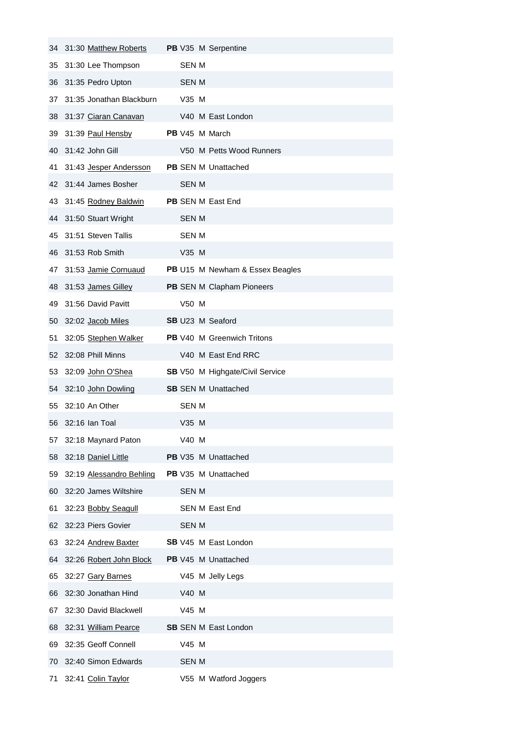| | | | | | | |
|---|---|---|---|---|---|---|
| 34 | 31:30 | Matthew Roberts | **PB** | V35 | M | Serpentine |
| 35 | 31:30 | Lee Thompson | | SEN | M | |
| 36 | 31:35 | Pedro Upton | | SEN | M | |
| 37 | 31:35 | Jonathan Blackburn | | V35 | M | |
| 38 | 31:37 | Ciaran Canavan | | V40 | M | East London |
| 39 | 31:39 | Paul Hensby | **PB** | V45 | M | March |
| 40 | 31:42 | John Gill | | V50 | M | Petts Wood Runners |
| 41 | 31:43 | Jesper Andersson | **PB** | SEN | M | Unattached |
| 42 | 31:44 | James Bosher | | SEN | M | |
| 43 | 31:45 | Rodney Baldwin | **PB** | SEN | M | East End |
| 44 | 31:50 | Stuart Wright | | SEN | M | |
| 45 | 31:51 | Steven Tallis | | SEN | M | |
| 46 | 31:53 | Rob Smith | | V35 | M | |
| 47 | 31:53 | Jamie Cornuaud | **PB** | U15 | M | Newham & Essex Beagles |
| 48 | 31:53 | James Gilley | **PB** | SEN | M | Clapham Pioneers |
| 49 | 31:56 | David Pavitt | | V50 | M | |
| 50 | 32:02 | Jacob Miles | **SB** | U23 | M | Seaford |
| 51 | 32:05 | Stephen Walker | **PB** | V40 | M | Greenwich Tritons |
| 52 | 32:08 | Phill Minns | | V40 | M | East End RRC |
| 53 | 32:09 | John O'Shea | **SB** | V50 | M | Highgate/Civil Service |
| 54 | 32:10 | John Dowling | **SB** | SEN | M | Unattached |
| 55 | 32:10 | An Other | | SEN | M | |
| 56 | 32:16 | Ian Toal | | V35 | M | |
| 57 | 32:18 | Maynard Paton | | V40 | M | |
| 58 | 32:18 | Daniel Little | **PB** | V35 | M | Unattached |
| 59 | 32:19 | Alessandro Behling | **PB** | V35 | M | Unattached |
| 60 | 32:20 | James Wiltshire | | SEN | M | |
| 61 | 32:23 | Bobby Seagull | | SEN | M | East End |
| 62 | 32:23 | Piers Govier | | SEN | M | |
| 63 | 32:24 | Andrew Baxter | **SB** | V45 | M | East London |
| 64 | 32:26 | Robert John Block | **PB** | V45 | M | Unattached |
| 65 | 32:27 | Gary Barnes | | V45 | M | Jelly Legs |
| 66 | 32:30 | Jonathan Hind | | V40 | M | |
| 67 | 32:30 | David Blackwell | | V45 | M | |
| 68 | 32:31 | William Pearce | **SB** | SEN | M | East London |
| 69 | 32:35 | Geoff Connell | | V45 | M | |
| 70 | 32:40 | Simon Edwards | | SEN | M | |
| 71 | 32:41 | Colin Taylor | | V55 | M | Watford Joggers |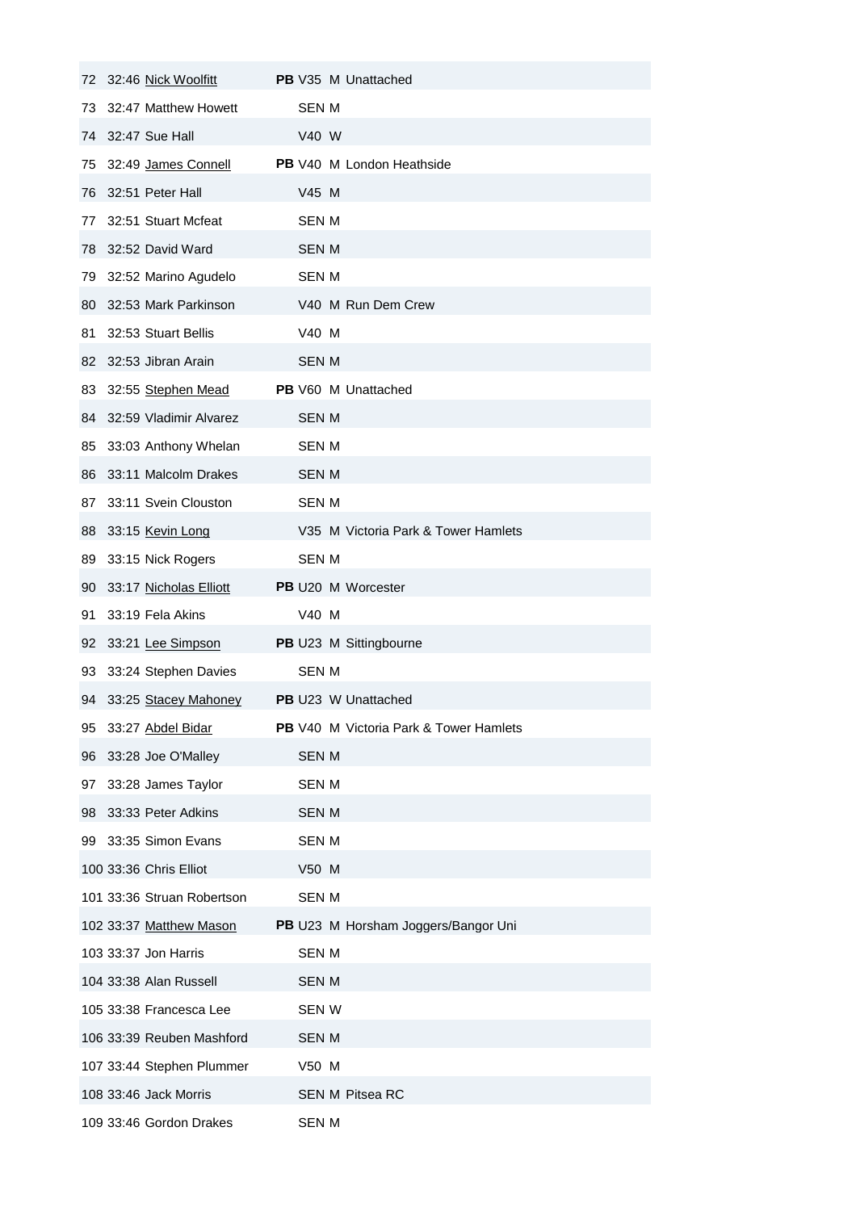| | | | | | | |
|---|---|---|---|---|---|---|
| 72 | 32:46 | Nick Woolfitt | **PB** | V35 | M | Unattached |
| 73 | 32:47 | Matthew Howett | | SEN | M | |
| 74 | 32:47 | Sue Hall | | V40 | W | |
| 75 | 32:49 | James Connell | **PB** | V40 | M | London Heathside |
| 76 | 32:51 | Peter Hall | | V45 | M | |
| 77 | 32:51 | Stuart Mcfeat | | SEN | M | |
| 78 | 32:52 | David Ward | | SEN | M | |
| 79 | 32:52 | Marino Agudelo | | SEN | M | |
| 80 | 32:53 | Mark Parkinson | | V40 | M | Run Dem Crew |
| 81 | 32:53 | Stuart Bellis | | V40 | M | |
| 82 | 32:53 | Jibran Arain | | SEN | M | |
| 83 | 32:55 | Stephen Mead | **PB** | V60 | M | Unattached |
| 84 | 32:59 | Vladimir Alvarez | | SEN | M | |
| 85 | 33:03 | Anthony Whelan | | SEN | M | |
| 86 | 33:11 | Malcolm Drakes | | SEN | M | |
| 87 | 33:11 | Svein Clouston | | SEN | M | |
| 88 | 33:15 | Kevin Long | | V35 | M | Victoria Park & Tower Hamlets |
| 89 | 33:15 | Nick Rogers | | SEN | M | |
| 90 | 33:17 | Nicholas Elliott | **PB** | U20 | M | Worcester |
| 91 | 33:19 | Fela Akins | | V40 | M | |
| 92 | 33:21 | Lee Simpson | **PB** | U23 | M | Sittingbourne |
| 93 | 33:24 | Stephen Davies | | SEN | M | |
| 94 | 33:25 | Stacey Mahoney | **PB** | U23 | W | Unattached |
| 95 | 33:27 | Abdel Bidar | **PB** | V40 | M | Victoria Park & Tower Hamlets |
| 96 | 33:28 | Joe O'Malley | | SEN | M | |
| 97 | 33:28 | James Taylor | | SEN | M | |
| 98 | 33:33 | Peter Adkins | | SEN | M | |
| 99 | 33:35 | Simon Evans | | SEN | M | |
| 100 | 33:36 | Chris Elliot | | V50 | M | |
| 101 | 33:36 | Struan Robertson | | SEN | M | |
| 102 | 33:37 | Matthew Mason | **PB** | U23 | M | Horsham Joggers/Bangor Uni |
| 103 | 33:37 | Jon Harris | | SEN | M | |
| 104 | 33:38 | Alan Russell | | SEN | M | |
| 105 | 33:38 | Francesca Lee | | SEN | W | |
| 106 | 33:39 | Reuben Mashford | | SEN | M | |
| 107 | 33:44 | Stephen Plummer | | V50 | M | |
| 108 | 33:46 | Jack Morris | | SEN | M | Pitsea RC |
| 109 | 33:46 | Gordon Drakes | | SEN | M | |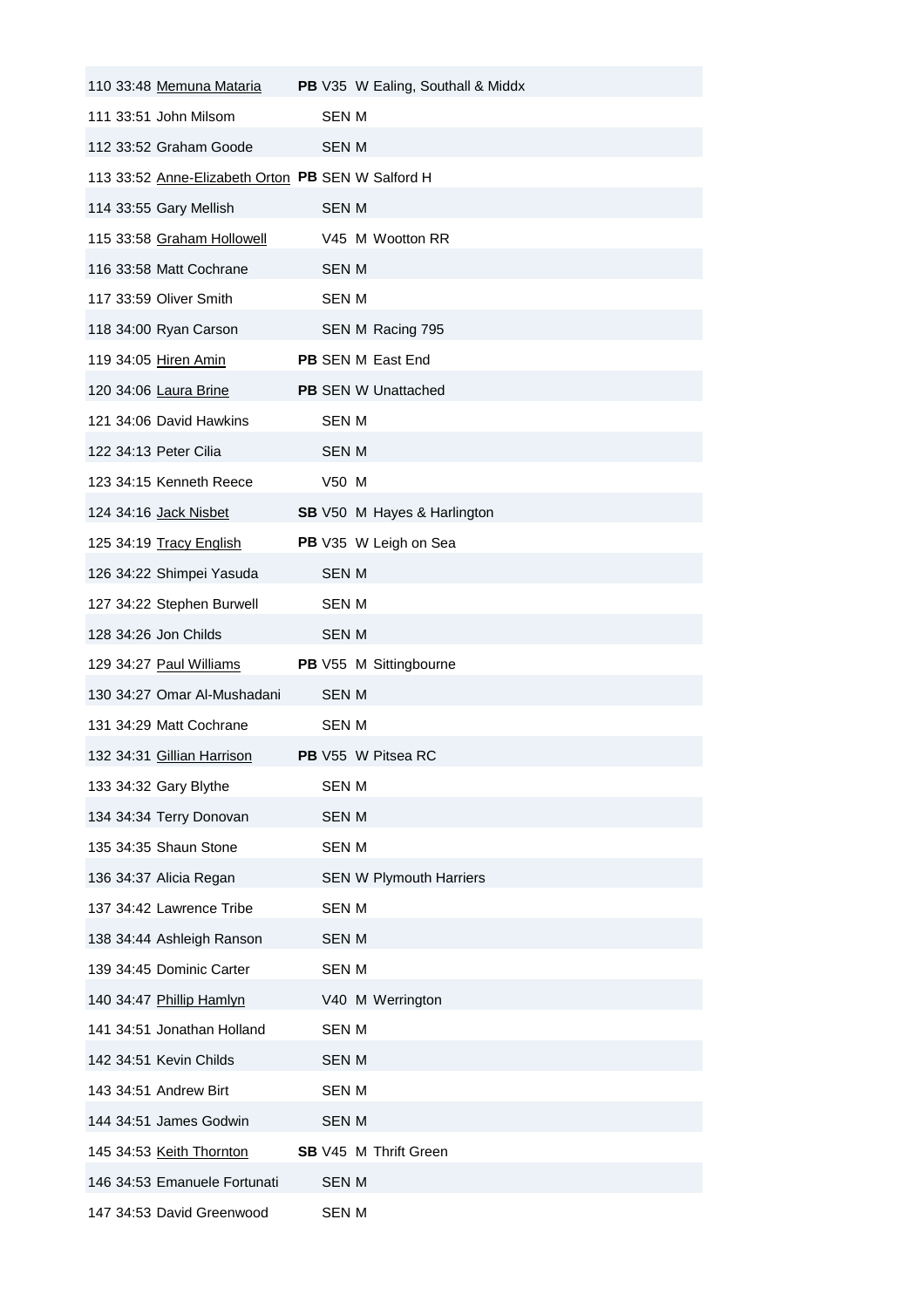| Pos | Time | Name | | Cat | Gender | Club |
|---|---|---|---|---|---|---|
| 110 | 33:48 | Memuna Mataria | **PB** | V35 | W | Ealing, Southall & Middx |
| 111 | 33:51 | John Milsom | | SEN | M | |
| 112 | 33:52 | Graham Goode | | SEN | M | |
| 113 | 33:52 | Anne-Elizabeth Orton | **PB** | SEN | W | Salford H |
| 114 | 33:55 | Gary Mellish | | SEN | M | |
| 115 | 33:58 | Graham Hollowell | | V45 | M | Wootton RR |
| 116 | 33:58 | Matt Cochrane | | SEN | M | |
| 117 | 33:59 | Oliver Smith | | SEN | M | |
| 118 | 34:00 | Ryan Carson | | SEN | M | Racing 795 |
| 119 | 34:05 | Hiren Amin | **PB** | SEN | M | East End |
| 120 | 34:06 | Laura Brine | **PB** | SEN | W | Unattached |
| 121 | 34:06 | David Hawkins | | SEN | M | |
| 122 | 34:13 | Peter Cilia | | SEN | M | |
| 123 | 34:15 | Kenneth Reece | | V50 | M | |
| 124 | 34:16 | Jack Nisbet | **SB** | V50 | M | Hayes & Harlington |
| 125 | 34:19 | Tracy English | **PB** | V35 | W | Leigh on Sea |
| 126 | 34:22 | Shimpei Yasuda | | SEN | M | |
| 127 | 34:22 | Stephen Burwell | | SEN | M | |
| 128 | 34:26 | Jon Childs | | SEN | M | |
| 129 | 34:27 | Paul Williams | **PB** | V55 | M | Sittingbourne |
| 130 | 34:27 | Omar Al-Mushadani | | SEN | M | |
| 131 | 34:29 | Matt Cochrane | | SEN | M | |
| 132 | 34:31 | Gillian Harrison | **PB** | V55 | W | Pitsea RC |
| 133 | 34:32 | Gary Blythe | | SEN | M | |
| 134 | 34:34 | Terry Donovan | | SEN | M | |
| 135 | 34:35 | Shaun Stone | | SEN | M | |
| 136 | 34:37 | Alicia Regan | | SEN | W | Plymouth Harriers |
| 137 | 34:42 | Lawrence Tribe | | SEN | M | |
| 138 | 34:44 | Ashleigh Ranson | | SEN | M | |
| 139 | 34:45 | Dominic Carter | | SEN | M | |
| 140 | 34:47 | Phillip Hamlyn | | V40 | M | Werrington |
| 141 | 34:51 | Jonathan Holland | | SEN | M | |
| 142 | 34:51 | Kevin Childs | | SEN | M | |
| 143 | 34:51 | Andrew Birt | | SEN | M | |
| 144 | 34:51 | James Godwin | | SEN | M | |
| 145 | 34:53 | Keith Thornton | **SB** | V45 | M | Thrift Green |
| 146 | 34:53 | Emanuele Fortunati | | SEN | M | |
| 147 | 34:53 | David Greenwood | | SEN | M | |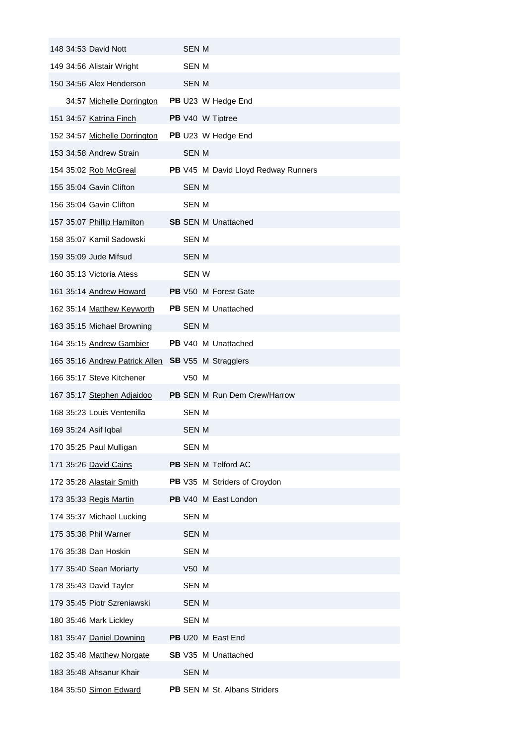| Pos | Time | Name | | Cat | Gender | Club |
|---|---|---|---|---|---|---|
| 148 | 34:53 | David Nott | | SEN | M | |
| 149 | 34:56 | Alistair Wright | | SEN | M | |
| 150 | 34:56 | Alex Henderson | | SEN | M | |
| | 34:57 | Michelle Dorrington | **PB** | U23 | W | Hedge End |
| 151 | 34:57 | Katrina Finch | **PB** | V40 | W | Tiptree |
| 152 | 34:57 | Michelle Dorrington | **PB** | U23 | W | Hedge End |
| 153 | 34:58 | Andrew Strain | | SEN | M | |
| 154 | 35:02 | Rob McGreal | **PB** | V45 | M | David Lloyd Redway Runners |
| 155 | 35:04 | Gavin Clifton | | SEN | M | |
| 156 | 35:04 | Gavin Clifton | | SEN | M | |
| 157 | 35:07 | Phillip Hamilton | **SB** | SEN | M | Unattached |
| 158 | 35:07 | Kamil Sadowski | | SEN | M | |
| 159 | 35:09 | Jude Mifsud | | SEN | M | |
| 160 | 35:13 | Victoria Atess | | SEN | W | |
| 161 | 35:14 | Andrew Howard | **PB** | V50 | M | Forest Gate |
| 162 | 35:14 | Matthew Keyworth | **PB** | SEN | M | Unattached |
| 163 | 35:15 | Michael Browning | | SEN | M | |
| 164 | 35:15 | Andrew Gambier | **PB** | V40 | M | Unattached |
| 165 | 35:16 | Andrew Patrick Allen | **SB** | V55 | M | Stragglers |
| 166 | 35:17 | Steve Kitchener | | V50 | M | |
| 167 | 35:17 | Stephen Adjaidoo | **PB** | SEN | M | Run Dem Crew/Harrow |
| 168 | 35:23 | Louis Ventenilla | | SEN | M | |
| 169 | 35:24 | Asif Iqbal | | SEN | M | |
| 170 | 35:25 | Paul Mulligan | | SEN | M | |
| 171 | 35:26 | David Cains | **PB** | SEN | M | Telford AC |
| 172 | 35:28 | Alastair Smith | **PB** | V35 | M | Striders of Croydon |
| 173 | 35:33 | Regis Martin | **PB** | V40 | M | East London |
| 174 | 35:37 | Michael Lucking | | SEN | M | |
| 175 | 35:38 | Phil Warner | | SEN | M | |
| 176 | 35:38 | Dan Hoskin | | SEN | M | |
| 177 | 35:40 | Sean Moriarty | | V50 | M | |
| 178 | 35:43 | David Tayler | | SEN | M | |
| 179 | 35:45 | Piotr Szreniawski | | SEN | M | |
| 180 | 35:46 | Mark Lickley | | SEN | M | |
| 181 | 35:47 | Daniel Downing | **PB** | U20 | M | East End |
| 182 | 35:48 | Matthew Norgate | **SB** | V35 | M | Unattached |
| 183 | 35:48 | Ahsanur Khair | | SEN | M | |
| 184 | 35:50 | Simon Edward | **PB** | SEN | M | St. Albans Striders |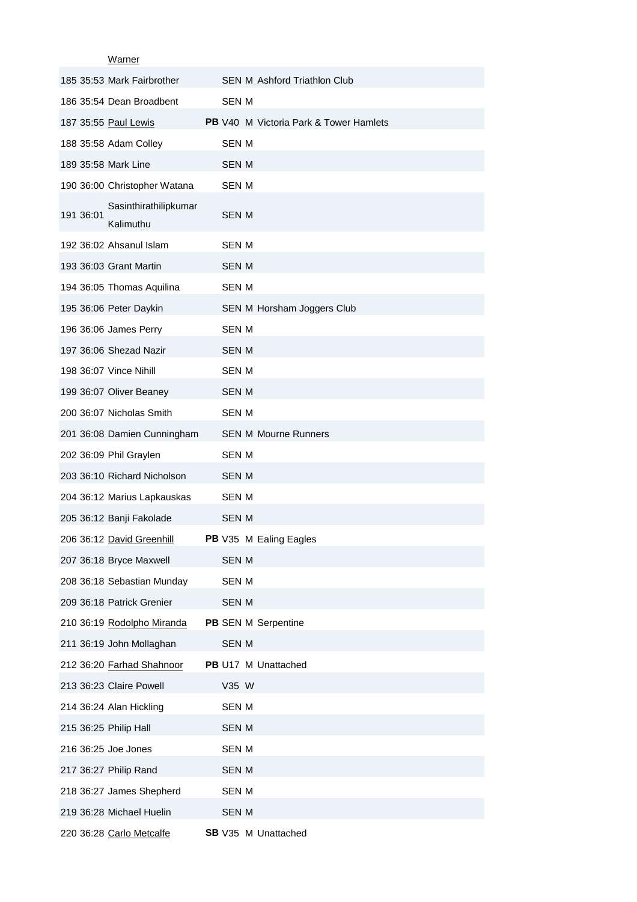| | | | | | | |
|---|---|---|---|---|---|---|
| | | Warner | | | | |
| 185 | 35:53 | Mark Fairbrother | | SEN | M | Ashford Triathlon Club |
| 186 | 35:54 | Dean Broadbent | | SEN | M | |
| 187 | 35:55 | Paul Lewis | **PB** | V40 | M | Victoria Park & Tower Hamlets |
| 188 | 35:58 | Adam Colley | | SEN | M | |
| 189 | 35:58 | Mark Line | | SEN | M | |
| 190 | 36:00 | Christopher Watana | | SEN | M | |
| 191 | 36:01 | Sasinthirathilipkumar Kalimuthu | | SEN | M | |
| 192 | 36:02 | Ahsanul Islam | | SEN | M | |
| 193 | 36:03 | Grant Martin | | SEN | M | |
| 194 | 36:05 | Thomas Aquilina | | SEN | M | |
| 195 | 36:06 | Peter Daykin | | SEN | M | Horsham Joggers Club |
| 196 | 36:06 | James Perry | | SEN | M | |
| 197 | 36:06 | Shezad Nazir | | SEN | M | |
| 198 | 36:07 | Vince Nihill | | SEN | M | |
| 199 | 36:07 | Oliver Beaney | | SEN | M | |
| 200 | 36:07 | Nicholas Smith | | SEN | M | |
| 201 | 36:08 | Damien Cunningham | | SEN | M | Mourne Runners |
| 202 | 36:09 | Phil Graylen | | SEN | M | |
| 203 | 36:10 | Richard Nicholson | | SEN | M | |
| 204 | 36:12 | Marius Lapkauskas | | SEN | M | |
| 205 | 36:12 | Banji Fakolade | | SEN | M | |
| 206 | 36:12 | David Greenhill | **PB** | V35 | M | Ealing Eagles |
| 207 | 36:18 | Bryce Maxwell | | SEN | M | |
| 208 | 36:18 | Sebastian Munday | | SEN | M | |
| 209 | 36:18 | Patrick Grenier | | SEN | M | |
| 210 | 36:19 | Rodolpho Miranda | **PB** | SEN | M | Serpentine |
| 211 | 36:19 | John Mollaghan | | SEN | M | |
| 212 | 36:20 | Farhad Shahnoor | **PB** | U17 | M | Unattached |
| 213 | 36:23 | Claire Powell | | V35 | W | |
| 214 | 36:24 | Alan Hickling | | SEN | M | |
| 215 | 36:25 | Philip Hall | | SEN | M | |
| 216 | 36:25 | Joe Jones | | SEN | M | |
| 217 | 36:27 | Philip Rand | | SEN | M | |
| 218 | 36:27 | James Shepherd | | SEN | M | |
| 219 | 36:28 | Michael Huelin | | SEN | M | |
| 220 | 36:28 | Carlo Metcalfe | **SB** | V35 | M | Unattached |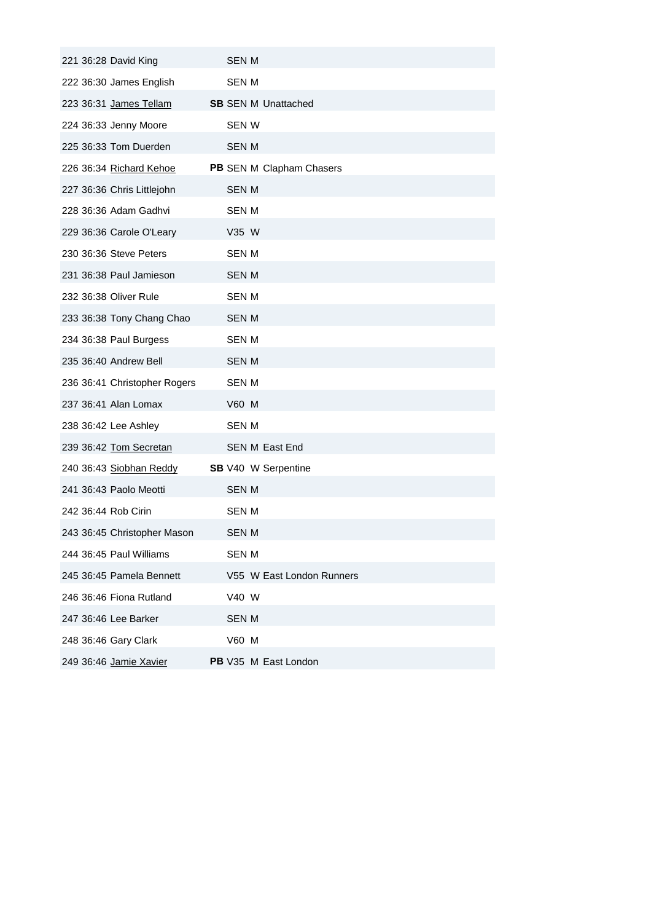| | | | | | | |
|---|---|---|---|---|---|---|
| 221 | 36:28 | David King | | SEN | M | |
| 222 | 36:30 | James English | | SEN | M | |
| 223 | 36:31 | James Tellam | **SB** | SEN | M | Unattached |
| 224 | 36:33 | Jenny Moore | | SEN | W | |
| 225 | 36:33 | Tom Duerden | | SEN | M | |
| 226 | 36:34 | Richard Kehoe | **PB** | SEN | M | Clapham Chasers |
| 227 | 36:36 | Chris Littlejohn | | SEN | M | |
| 228 | 36:36 | Adam Gadhvi | | SEN | M | |
| 229 | 36:36 | Carole O'Leary | | V35 | W | |
| 230 | 36:36 | Steve Peters | | SEN | M | |
| 231 | 36:38 | Paul Jamieson | | SEN | M | |
| 232 | 36:38 | Oliver Rule | | SEN | M | |
| 233 | 36:38 | Tony Chang Chao | | SEN | M | |
| 234 | 36:38 | Paul Burgess | | SEN | M | |
| 235 | 36:40 | Andrew Bell | | SEN | M | |
| 236 | 36:41 | Christopher Rogers | | SEN | M | |
| 237 | 36:41 | Alan Lomax | | V60 | M | |
| 238 | 36:42 | Lee Ashley | | SEN | M | |
| 239 | 36:42 | Tom Secretan | | SEN | M | East End |
| 240 | 36:43 | Siobhan Reddy | **SB** | V40 | W | Serpentine |
| 241 | 36:43 | Paolo Meotti | | SEN | M | |
| 242 | 36:44 | Rob Cirin | | SEN | M | |
| 243 | 36:45 | Christopher Mason | | SEN | M | |
| 244 | 36:45 | Paul Williams | | SEN | M | |
| 245 | 36:45 | Pamela Bennett | | V55 | W | East London Runners |
| 246 | 36:46 | Fiona Rutland | | V40 | W | |
| 247 | 36:46 | Lee Barker | | SEN | M | |
| 248 | 36:46 | Gary Clark | | V60 | M | |
| 249 | 36:46 | Jamie Xavier | **PB** | V35 | M | East London |